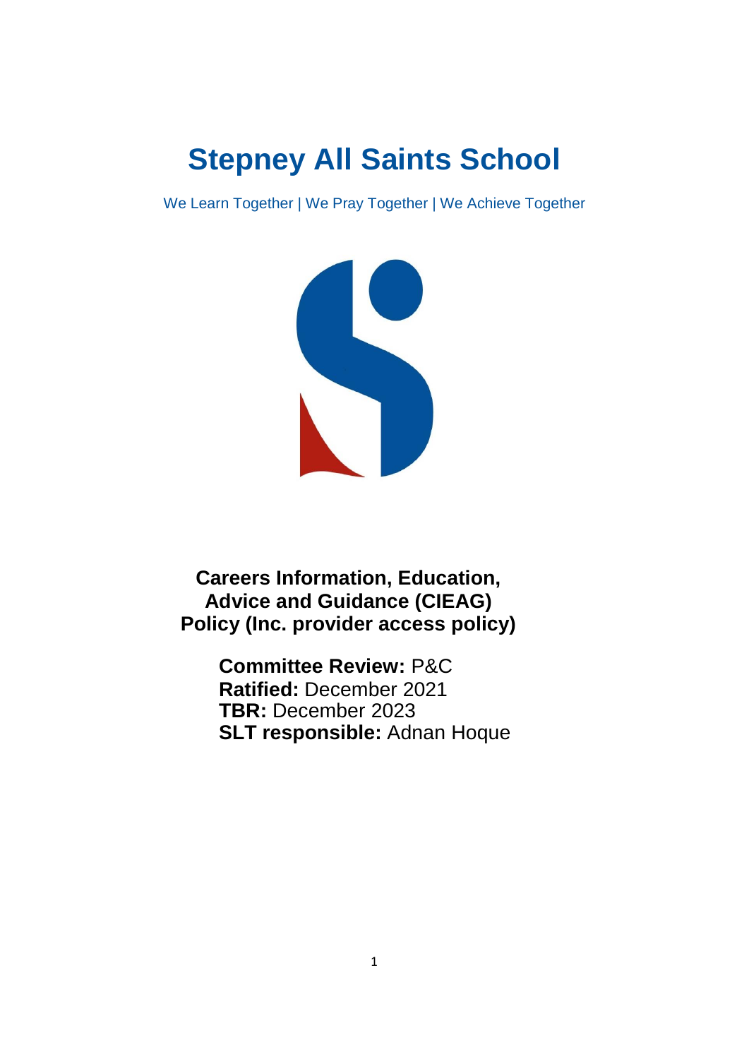# Stepney All Saints School

We Learn Together | We Pray Together | We Achieve Together

## Careers Information, Education, Advice and Guidance (CIEAG) Policy (Inc. provider access policy)

**Committee Review:** P&C
**Ratified:** December 2021
**TBR:** December 2023
**SLT responsible:** Adnan Hoque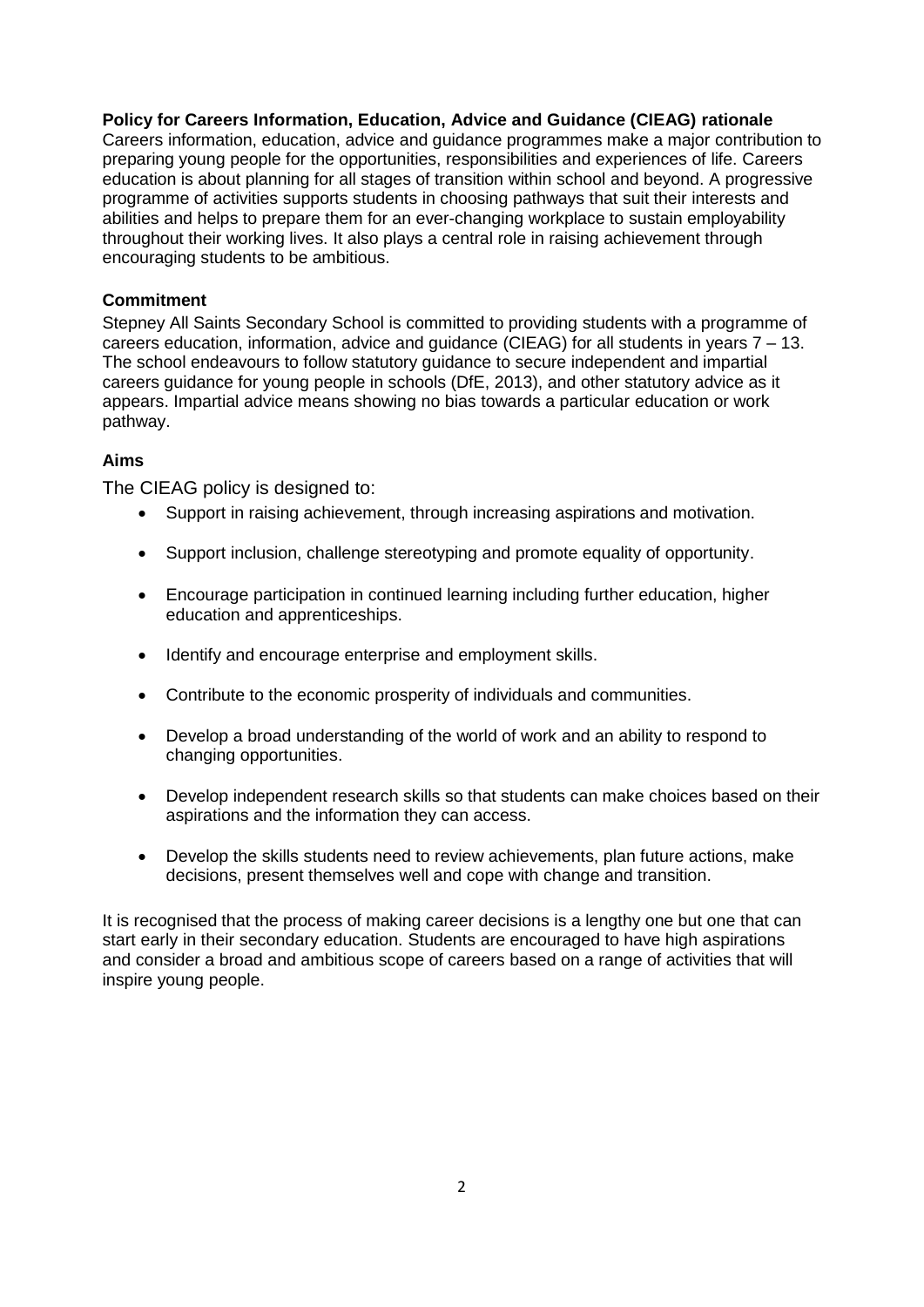**Policy for Careers Information, Education, Advice and Guidance (CIEAG) rationale**

Careers information, education, advice and guidance programmes make a major contribution to preparing young people for the opportunities, responsibilities and experiences of life. Careers education is about planning for all stages of transition within school and beyond. A progressive programme of activities supports students in choosing pathways that suit their interests and abilities and helps to prepare them for an ever-changing workplace to sustain employability throughout their working lives. It also plays a central role in raising achievement through encouraging students to be ambitious.

**Commitment**

Stepney All Saints Secondary School is committed to providing students with a programme of careers education, information, advice and guidance (CIEAG) for all students in years 7 – 13. The school endeavours to follow statutory guidance to secure independent and impartial careers guidance for young people in schools (DfE, 2013), and other statutory advice as it appears. Impartial advice means showing no bias towards a particular education or work pathway.

**Aims**

The CIEAG policy is designed to:

- Support in raising achievement, through increasing aspirations and motivation.
- Support inclusion, challenge stereotyping and promote equality of opportunity.
- Encourage participation in continued learning including further education, higher education and apprenticeships.
- Identify and encourage enterprise and employment skills.
- Contribute to the economic prosperity of individuals and communities.
- Develop a broad understanding of the world of work and an ability to respond to changing opportunities.
- Develop independent research skills so that students can make choices based on their aspirations and the information they can access.
- Develop the skills students need to review achievements, plan future actions, make decisions, present themselves well and cope with change and transition.

It is recognised that the process of making career decisions is a lengthy one but one that can start early in their secondary education. Students are encouraged to have high aspirations and consider a broad and ambitious scope of careers based on a range of activities that will inspire young people.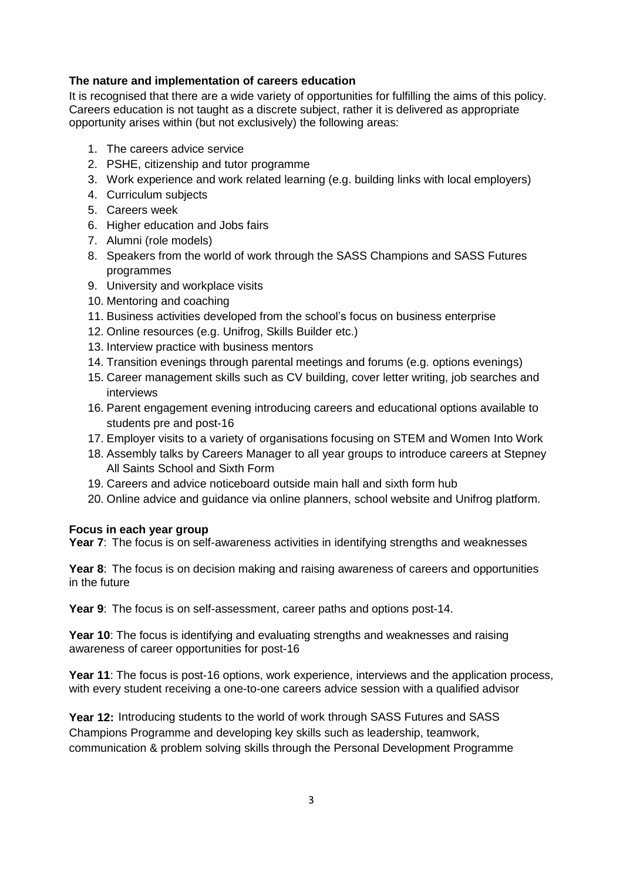**The nature and implementation of careers education**

It is recognised that there are a wide variety of opportunities for fulfilling the aims of this policy. Careers education is not taught as a discrete subject, rather it is delivered as appropriate opportunity arises within (but not exclusively) the following areas:

1. The careers advice service
2. PSHE, citizenship and tutor programme
3. Work experience and work related learning (e.g. building links with local employers)
4. Curriculum subjects
5. Careers week
6. Higher education and Jobs fairs
7. Alumni (role models)
8. Speakers from the world of work through the SASS Champions and SASS Futures programmes
9. University and workplace visits
10. Mentoring and coaching
11. Business activities developed from the school's focus on business enterprise
12. Online resources (e.g. Unifrog, Skills Builder etc.)
13. Interview practice with business mentors
14. Transition evenings through parental meetings and forums (e.g. options evenings)
15. Career management skills such as CV building, cover letter writing, job searches and interviews
16. Parent engagement evening introducing careers and educational options available to students pre and post-16
17. Employer visits to a variety of organisations focusing on STEM and Women Into Work
18. Assembly talks by Careers Manager to all year groups to introduce careers at Stepney All Saints School and Sixth Form
19. Careers and advice noticeboard outside main hall and sixth form hub
20. Online advice and guidance via online planners, school website and Unifrog platform.

**Focus in each year group**

**Year 7**: The focus is on self-awareness activities in identifying strengths and weaknesses

**Year 8**: The focus is on decision making and raising awareness of careers and opportunities in the future

**Year 9**: The focus is on self-assessment, career paths and options post-14.

**Year 10**: The focus is identifying and evaluating strengths and weaknesses and raising awareness of career opportunities for post-16

**Year 11**: The focus is post-16 options, work experience, interviews and the application process, with every student receiving a one-to-one careers advice session with a qualified advisor

**Year 12:** Introducing students to the world of work through SASS Futures and SASS Champions Programme and developing key skills such as leadership, teamwork, communication & problem solving skills through the Personal Development Programme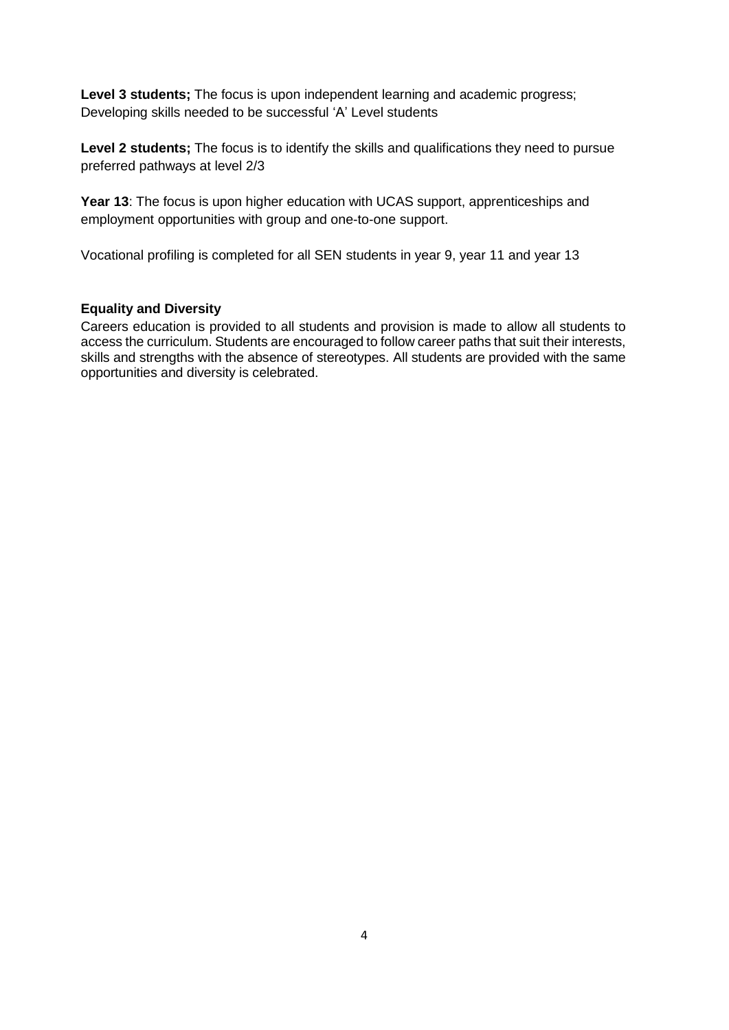**Level 3 students;** The focus is upon independent learning and academic progress; Developing skills needed to be successful 'A' Level students

**Level 2 students;** The focus is to identify the skills and qualifications they need to pursue preferred pathways at level 2/3

**Year 13**: The focus is upon higher education with UCAS support, apprenticeships and employment opportunities with group and one-to-one support.

Vocational profiling is completed for all SEN students in year 9, year 11 and year 13

**Equality and Diversity**

Careers education is provided to all students and provision is made to allow all students to access the curriculum. Students are encouraged to follow career paths that suit their interests, skills and strengths with the absence of stereotypes. All students are provided with the same opportunities and diversity is celebrated.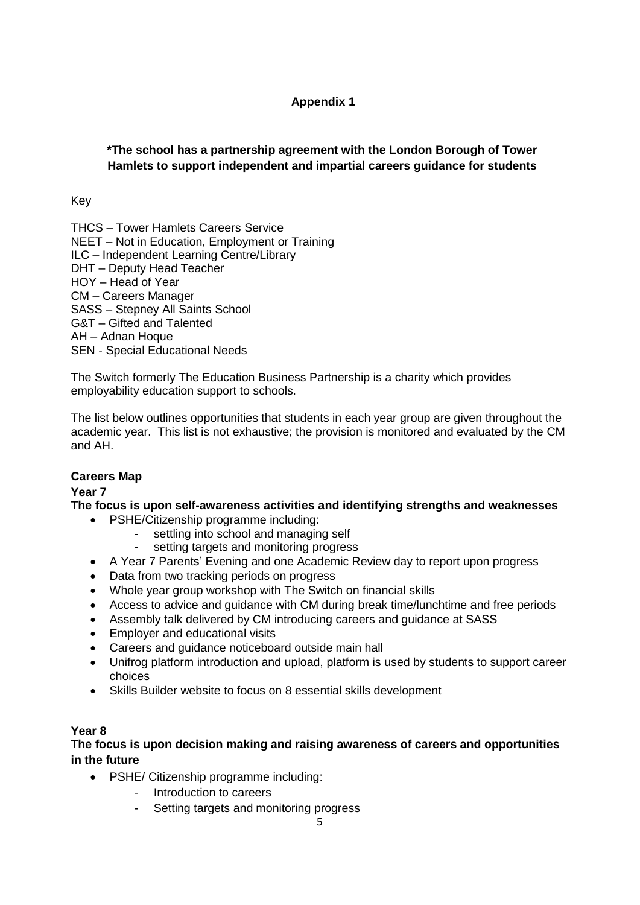## Appendix 1

**\*The school has a partnership agreement with the London Borough of Tower Hamlets to support independent and impartial careers guidance for students**

Key

THCS – Tower Hamlets Careers Service
NEET – Not in Education, Employment or Training
ILC – Independent Learning Centre/Library
DHT – Deputy Head Teacher
HOY – Head of Year
CM – Careers Manager
SASS – Stepney All Saints School
G&T – Gifted and Talented
AH – Adnan Hoque
SEN - Special Educational Needs

The Switch formerly The Education Business Partnership is a charity which provides employability education support to schools.

The list below outlines opportunities that students in each year group are given throughout the academic year. This list is not exhaustive; the provision is monitored and evaluated by the CM and AH.

### Careers Map

#### Year 7

**The focus is upon self-awareness activities and identifying strengths and weaknesses**

- PSHE/Citizenship programme including:
  - settling into school and managing self
  - setting targets and monitoring progress
- A Year 7 Parents' Evening and one Academic Review day to report upon progress
- Data from two tracking periods on progress
- Whole year group workshop with The Switch on financial skills
- Access to advice and guidance with CM during break time/lunchtime and free periods
- Assembly talk delivered by CM introducing careers and guidance at SASS
- Employer and educational visits
- Careers and guidance noticeboard outside main hall
- Unifrog platform introduction and upload, platform is used by students to support career choices
- Skills Builder website to focus on 8 essential skills development

#### Year 8

**The focus is upon decision making and raising awareness of careers and opportunities in the future**

- PSHE/ Citizenship programme including:
  - Introduction to careers
  - Setting targets and monitoring progress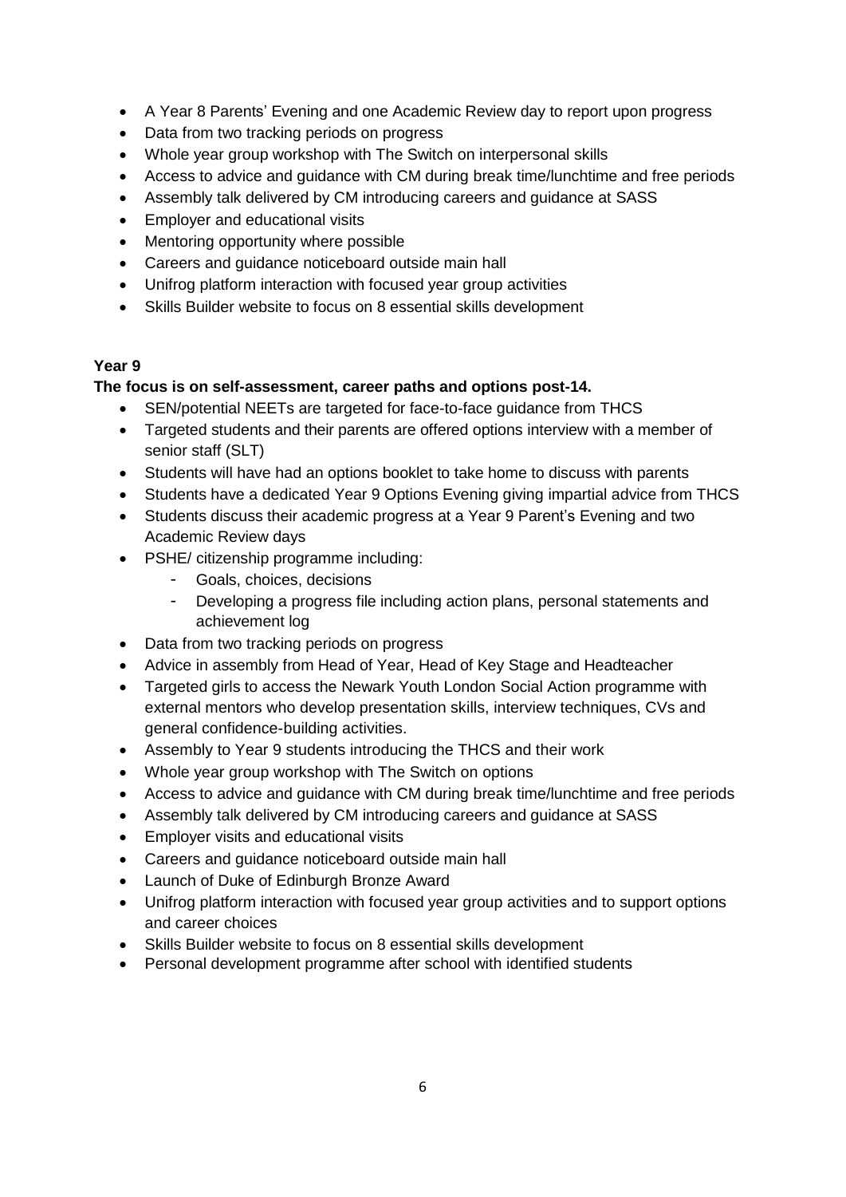- A Year 8 Parents' Evening and one Academic Review day to report upon progress
- Data from two tracking periods on progress
- Whole year group workshop with The Switch on interpersonal skills
- Access to advice and guidance with CM during break time/lunchtime and free periods
- Assembly talk delivered by CM introducing careers and guidance at SASS
- Employer and educational visits
- Mentoring opportunity where possible
- Careers and guidance noticeboard outside main hall
- Unifrog platform interaction with focused year group activities
- Skills Builder website to focus on 8 essential skills development

**Year 9**

**The focus is on self-assessment, career paths and options post-14.**

- SEN/potential NEETs are targeted for face-to-face guidance from THCS
- Targeted students and their parents are offered options interview with a member of senior staff (SLT)
- Students will have had an options booklet to take home to discuss with parents
- Students have a dedicated Year 9 Options Evening giving impartial advice from THCS
- Students discuss their academic progress at a Year 9 Parent's Evening and two Academic Review days
- PSHE/ citizenship programme including:
  - Goals, choices, decisions
  - Developing a progress file including action plans, personal statements and achievement log
- Data from two tracking periods on progress
- Advice in assembly from Head of Year, Head of Key Stage and Headteacher
- Targeted girls to access the Newark Youth London Social Action programme with external mentors who develop presentation skills, interview techniques, CVs and general confidence-building activities.
- Assembly to Year 9 students introducing the THCS and their work
- Whole year group workshop with The Switch on options
- Access to advice and guidance with CM during break time/lunchtime and free periods
- Assembly talk delivered by CM introducing careers and guidance at SASS
- Employer visits and educational visits
- Careers and guidance noticeboard outside main hall
- Launch of Duke of Edinburgh Bronze Award
- Unifrog platform interaction with focused year group activities and to support options and career choices
- Skills Builder website to focus on 8 essential skills development
- Personal development programme after school with identified students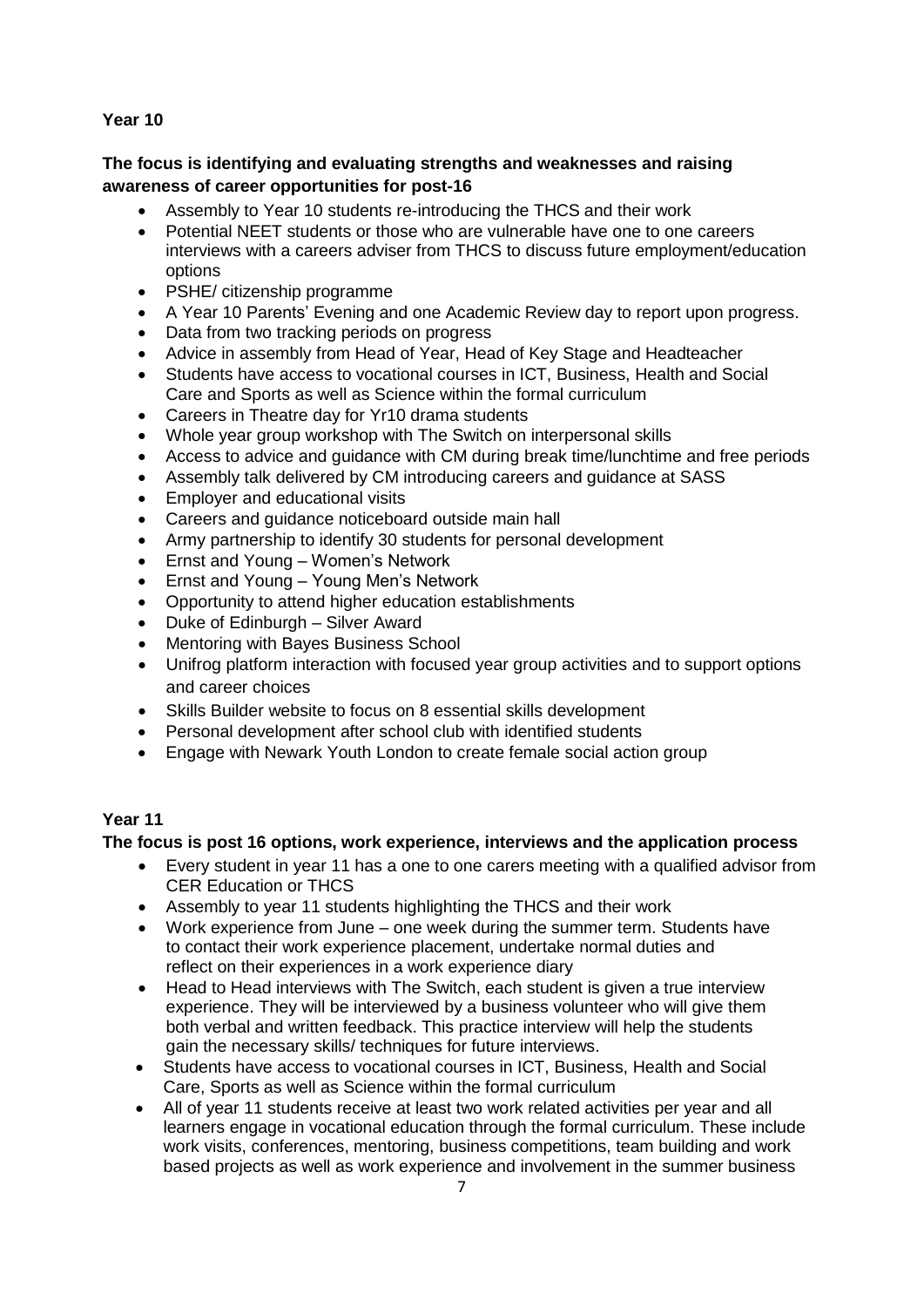### Year 10

**The focus is identifying and evaluating strengths and weaknesses and raising awareness of career opportunities for post-16**

- Assembly to Year 10 students re-introducing the THCS and their work
- Potential NEET students or those who are vulnerable have one to one careers interviews with a careers adviser from THCS to discuss future employment/education options
- PSHE/ citizenship programme
- A Year 10 Parents' Evening and one Academic Review day to report upon progress.
- Data from two tracking periods on progress
- Advice in assembly from Head of Year, Head of Key Stage and Headteacher
- Students have access to vocational courses in ICT, Business, Health and Social Care and Sports as well as Science within the formal curriculum
- Careers in Theatre day for Yr10 drama students
- Whole year group workshop with The Switch on interpersonal skills
- Access to advice and guidance with CM during break time/lunchtime and free periods
- Assembly talk delivered by CM introducing careers and guidance at SASS
- Employer and educational visits
- Careers and guidance noticeboard outside main hall
- Army partnership to identify 30 students for personal development
- Ernst and Young – Women's Network
- Ernst and Young – Young Men's Network
- Opportunity to attend higher education establishments
- Duke of Edinburgh – Silver Award
- Mentoring with Bayes Business School
- Unifrog platform interaction with focused year group activities and to support options and career choices
- Skills Builder website to focus on 8 essential skills development
- Personal development after school club with identified students
- Engage with Newark Youth London to create female social action group

### Year 11

**The focus is post 16 options, work experience, interviews and the application process**

- Every student in year 11 has a one to one carers meeting with a qualified advisor from CER Education or THCS
- Assembly to year 11 students highlighting the THCS and their work
- Work experience from June – one week during the summer term. Students have to contact their work experience placement, undertake normal duties and reflect on their experiences in a work experience diary
- Head to Head interviews with The Switch, each student is given a true interview experience. They will be interviewed by a business volunteer who will give them both verbal and written feedback. This practice interview will help the students gain the necessary skills/ techniques for future interviews.
- Students have access to vocational courses in ICT, Business, Health and Social Care, Sports as well as Science within the formal curriculum
- All of year 11 students receive at least two work related activities per year and all learners engage in vocational education through the formal curriculum. These include work visits, conferences, mentoring, business competitions, team building and work based projects as well as work experience and involvement in the summer business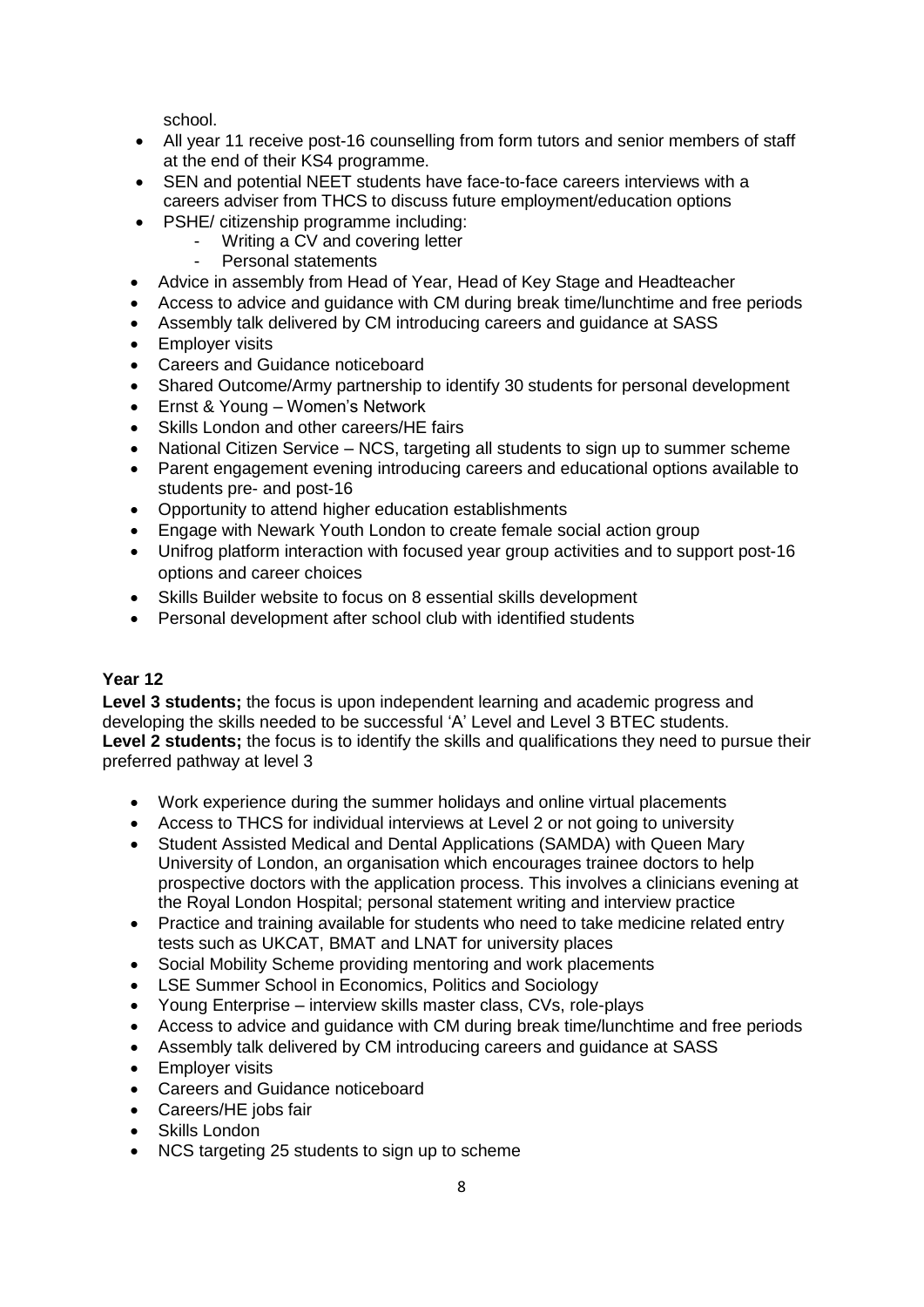school.

- All year 11 receive post-16 counselling from form tutors and senior members of staff at the end of their KS4 programme.
- SEN and potential NEET students have face-to-face careers interviews with a careers adviser from THCS to discuss future employment/education options
- PSHE/ citizenship programme including:
    - Writing a CV and covering letter
    - Personal statements
- Advice in assembly from Head of Year, Head of Key Stage and Headteacher
- Access to advice and guidance with CM during break time/lunchtime and free periods
- Assembly talk delivered by CM introducing careers and guidance at SASS
- Employer visits
- Careers and Guidance noticeboard
- Shared Outcome/Army partnership to identify 30 students for personal development
- Ernst & Young – Women's Network
- Skills London and other careers/HE fairs
- National Citizen Service – NCS, targeting all students to sign up to summer scheme
- Parent engagement evening introducing careers and educational options available to students pre- and post-16
- Opportunity to attend higher education establishments
- Engage with Newark Youth London to create female social action group
- Unifrog platform interaction with focused year group activities and to support post-16 options and career choices
- Skills Builder website to focus on 8 essential skills development
- Personal development after school club with identified students

### Year 12

**Level 3 students;** the focus is upon independent learning and academic progress and developing the skills needed to be successful 'A' Level and Level 3 BTEC students.
**Level 2 students;** the focus is to identify the skills and qualifications they need to pursue their preferred pathway at level 3

- Work experience during the summer holidays and online virtual placements
- Access to THCS for individual interviews at Level 2 or not going to university
- Student Assisted Medical and Dental Applications (SAMDA) with Queen Mary University of London, an organisation which encourages trainee doctors to help prospective doctors with the application process. This involves a clinicians evening at the Royal London Hospital; personal statement writing and interview practice
- Practice and training available for students who need to take medicine related entry tests such as UKCAT, BMAT and LNAT for university places
- Social Mobility Scheme providing mentoring and work placements
- LSE Summer School in Economics, Politics and Sociology
- Young Enterprise – interview skills master class, CVs, role-plays
- Access to advice and guidance with CM during break time/lunchtime and free periods
- Assembly talk delivered by CM introducing careers and guidance at SASS
- Employer visits
- Careers and Guidance noticeboard
- Careers/HE jobs fair
- Skills London
- NCS targeting 25 students to sign up to scheme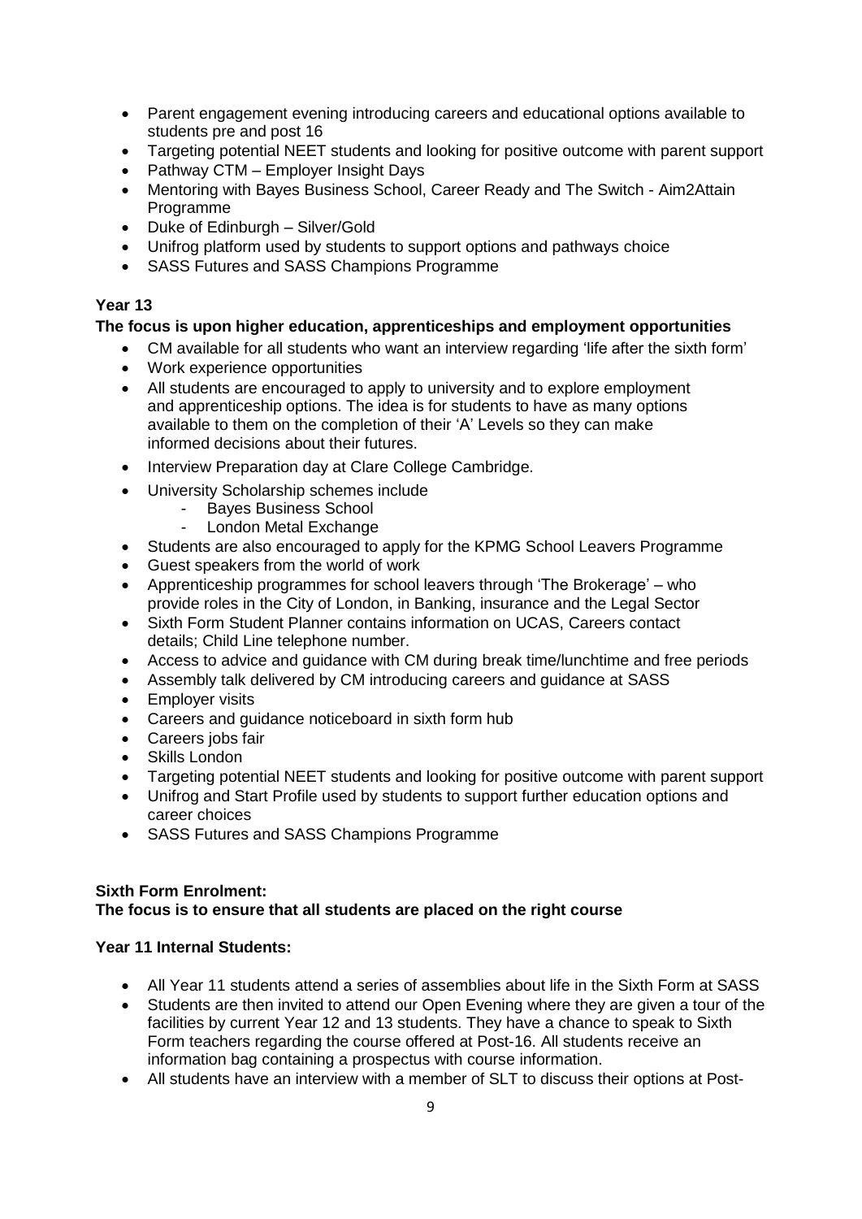- Parent engagement evening introducing careers and educational options available to students pre and post 16
- Targeting potential NEET students and looking for positive outcome with parent support
- Pathway CTM – Employer Insight Days
- Mentoring with Bayes Business School, Career Ready and The Switch - Aim2Attain Programme
- Duke of Edinburgh – Silver/Gold
- Unifrog platform used by students to support options and pathways choice
- SASS Futures and SASS Champions Programme

**Year 13**

**The focus is upon higher education, apprenticeships and employment opportunities**

- CM available for all students who want an interview regarding 'life after the sixth form'
- Work experience opportunities
- All students are encouraged to apply to university and to explore employment and apprenticeship options. The idea is for students to have as many options available to them on the completion of their 'A' Levels so they can make informed decisions about their futures.
- Interview Preparation day at Clare College Cambridge.
- University Scholarship schemes include
  - Bayes Business School
  - London Metal Exchange
- Students are also encouraged to apply for the KPMG School Leavers Programme
- Guest speakers from the world of work
- Apprenticeship programmes for school leavers through 'The Brokerage' – who provide roles in the City of London, in Banking, insurance and the Legal Sector
- Sixth Form Student Planner contains information on UCAS, Careers contact details; Child Line telephone number.
- Access to advice and guidance with CM during break time/lunchtime and free periods
- Assembly talk delivered by CM introducing careers and guidance at SASS
- Employer visits
- Careers and guidance noticeboard in sixth form hub
- Careers jobs fair
- Skills London
- Targeting potential NEET students and looking for positive outcome with parent support
- Unifrog and Start Profile used by students to support further education options and career choices
- SASS Futures and SASS Champions Programme

**Sixth Form Enrolment:**
**The focus is to ensure that all students are placed on the right course**

**Year 11 Internal Students:**

- All Year 11 students attend a series of assemblies about life in the Sixth Form at SASS
- Students are then invited to attend our Open Evening where they are given a tour of the facilities by current Year 12 and 13 students. They have a chance to speak to Sixth Form teachers regarding the course offered at Post-16. All students receive an information bag containing a prospectus with course information.
- All students have an interview with a member of SLT to discuss their options at Post-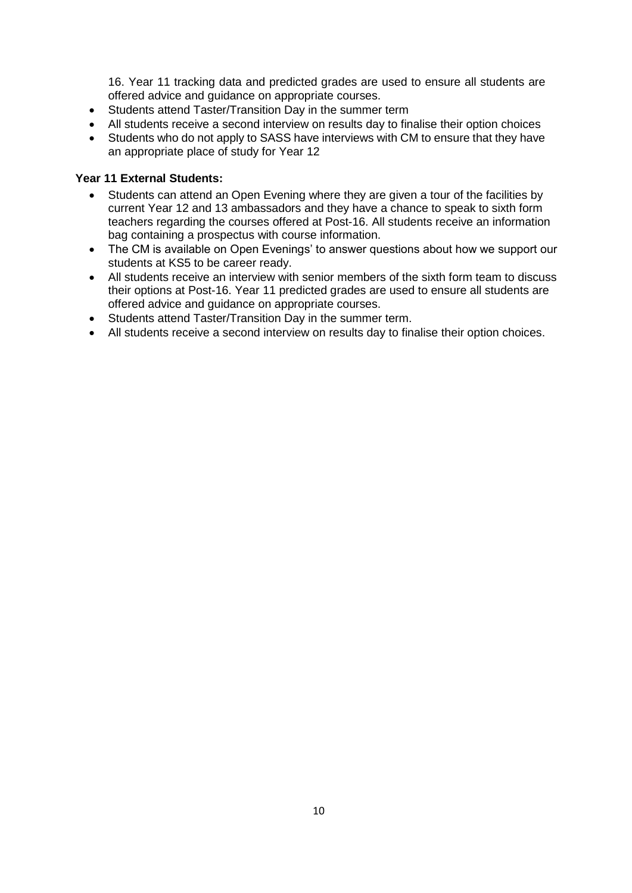16. Year 11 tracking data and predicted grades are used to ensure all students are offered advice and guidance on appropriate courses.

- Students attend Taster/Transition Day in the summer term
- All students receive a second interview on results day to finalise their option choices
- Students who do not apply to SASS have interviews with CM to ensure that they have an appropriate place of study for Year 12

**Year 11 External Students:**

- Students can attend an Open Evening where they are given a tour of the facilities by current Year 12 and 13 ambassadors and they have a chance to speak to sixth form teachers regarding the courses offered at Post-16. All students receive an information bag containing a prospectus with course information.
- The CM is available on Open Evenings' to answer questions about how we support our students at KS5 to be career ready.
- All students receive an interview with senior members of the sixth form team to discuss their options at Post-16. Year 11 predicted grades are used to ensure all students are offered advice and guidance on appropriate courses.
- Students attend Taster/Transition Day in the summer term.
- All students receive a second interview on results day to finalise their option choices.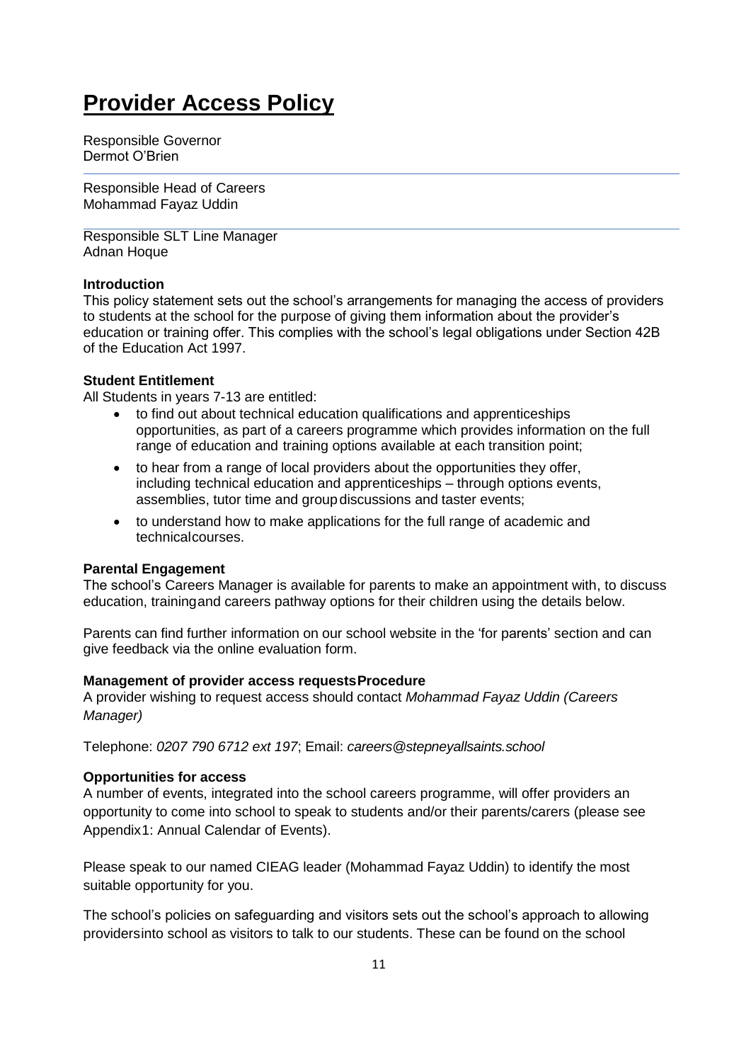# Provider Access Policy

Responsible Governor
Dermot O'Brien

---

Responsible Head of Careers
Mohammad Fayaz Uddin

---

Responsible SLT Line Manager
Adnan Hoque

**Introduction**

This policy statement sets out the school's arrangements for managing the access of providers to students at the school for the purpose of giving them information about the provider's education or training offer. This complies with the school's legal obligations under Section 42B of the Education Act 1997.

**Student Entitlement**

All Students in years 7-13 are entitled:

- to find out about technical education qualifications and apprenticeships opportunities, as part of a careers programme which provides information on the full range of education and training options available at each transition point;
- to hear from a range of local providers about the opportunities they offer, including technical education and apprenticeships – through options events, assemblies, tutor time and group discussions and taster events;
- to understand how to make applications for the full range of academic and technical courses.

**Parental Engagement**

The school's Careers Manager is available for parents to make an appointment with, to discuss education, training and careers pathway options for their children using the details below.

Parents can find further information on our school website in the 'for parents' section and can give feedback via the online evaluation form.

**Management of provider access requests Procedure**

A provider wishing to request access should contact *Mohammad Fayaz Uddin (Careers Manager)*

Telephone: *0207 790 6712 ext 197*; Email: *careers@stepneyallsaints.school*

**Opportunities for access**

A number of events, integrated into the school careers programme, will offer providers an opportunity to come into school to speak to students and/or their parents/carers (please see Appendix 1: Annual Calendar of Events).

Please speak to our named CIEAG leader (Mohammad Fayaz Uddin) to identify the most suitable opportunity for you.

The school's policies on safeguarding and visitors sets out the school's approach to allowing providers into school as visitors to talk to our students. These can be found on the school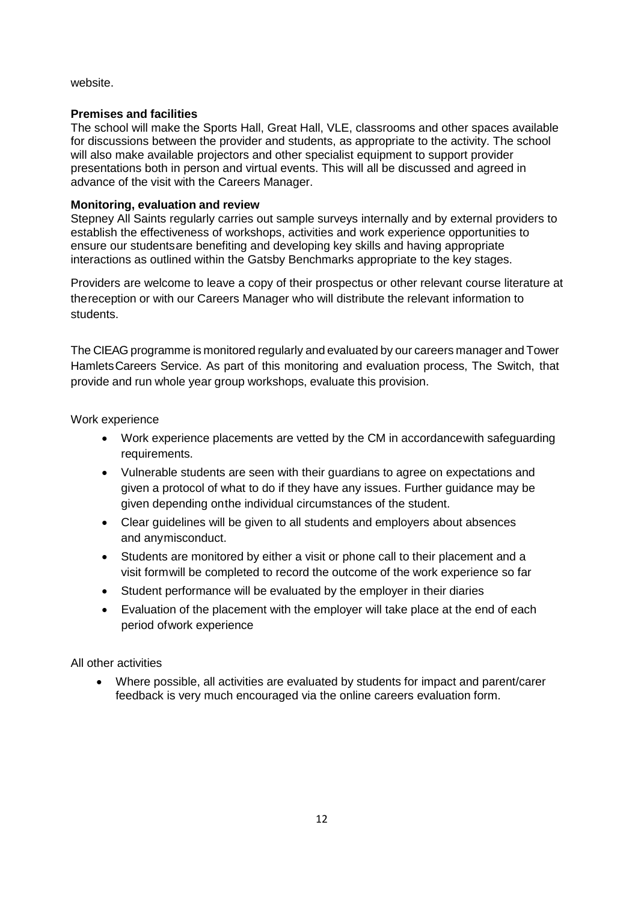website.

**Premises and facilities**

The school will make the Sports Hall, Great Hall, VLE, classrooms and other spaces available for discussions between the provider and students, as appropriate to the activity. The school will also make available projectors and other specialist equipment to support provider presentations both in person and virtual events. This will all be discussed and agreed in advance of the visit with the Careers Manager.

**Monitoring, evaluation and review**

Stepney All Saints regularly carries out sample surveys internally and by external providers to establish the effectiveness of workshops, activities and work experience opportunities to ensure our studentsare benefiting and developing key skills and having appropriate interactions as outlined within the Gatsby Benchmarks appropriate to the key stages.

Providers are welcome to leave a copy of their prospectus or other relevant course literature at thereception or with our Careers Manager who will distribute the relevant information to students.

The CIEAG programme is monitored regularly and evaluated by our careers manager and Tower HamletsCareers Service. As part of this monitoring and evaluation process, The Switch, that provide and run whole year group workshops, evaluate this provision.

Work experience

- Work experience placements are vetted by the CM in accordancewith safeguarding requirements.
- Vulnerable students are seen with their guardians to agree on expectations and given a protocol of what to do if they have any issues. Further guidance may be given depending onthe individual circumstances of the student.
- Clear guidelines will be given to all students and employers about absences and anymisconduct.
- Students are monitored by either a visit or phone call to their placement and a visit formwill be completed to record the outcome of the work experience so far
- Student performance will be evaluated by the employer in their diaries
- Evaluation of the placement with the employer will take place at the end of each period ofwork experience

All other activities

- Where possible, all activities are evaluated by students for impact and parent/carer feedback is very much encouraged via the online careers evaluation form.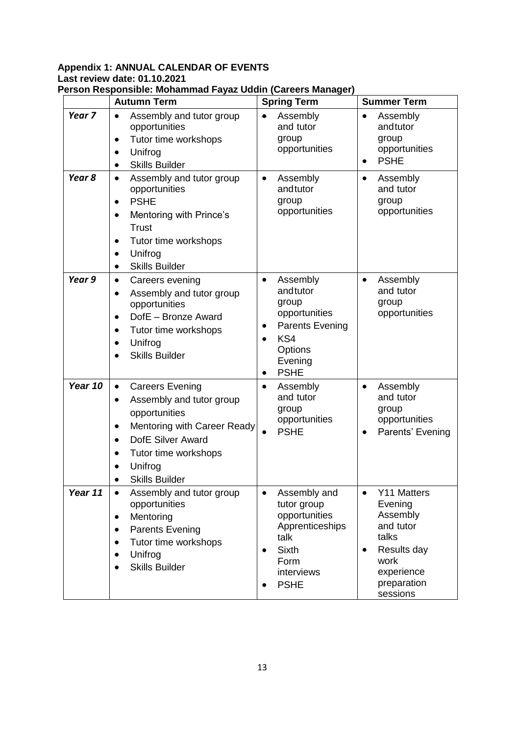**Appendix 1: ANNUAL CALENDAR OF EVENTS**
**Last review date: 01.10.2021**
**Person Responsible: Mohammad Fayaz Uddin (Careers Manager)**

| | Autumn Term | Spring Term | Summer Term |
|---|---|---|---|
| ***Year 7*** | • Assembly and tutor group opportunities<br>• Tutor time workshops<br>• Unifrog<br>• Skills Builder | • Assembly and tutor group opportunities | • Assembly andtutor group opportunities<br>• PSHE |
| ***Year 8*** | • Assembly and tutor group opportunities<br>• PSHE<br>• Mentoring with Prince's Trust<br>• Tutor time workshops<br>• Unifrog<br>• Skills Builder | • Assembly andtutor group opportunities | • Assembly and tutor group opportunities |
| ***Year 9*** | • Careers evening<br>• Assembly and tutor group opportunities<br>• DofE – Bronze Award<br>• Tutor time workshops<br>• Unifrog<br>• Skills Builder | • Assembly andtutor group opportunities<br>• Parents Evening<br>• KS4 Options Evening<br>• PSHE | • Assembly and tutor group opportunities |
| ***Year 10*** | • Careers Evening<br>• Assembly and tutor group opportunities<br>• Mentoring with Career Ready<br>• DofE Silver Award<br>• Tutor time workshops<br>• Unifrog<br>• Skills Builder | • Assembly and tutor group opportunities<br>• PSHE | • Assembly and tutor group opportunities<br>• Parents' Evening |
| ***Year 11*** | • Assembly and tutor group opportunities<br>• Mentoring<br>• Parents Evening<br>• Tutor time workshops<br>• Unifrog<br>• Skills Builder | • Assembly and tutor group opportunities Apprenticeships talk<br>• Sixth Form interviews<br>• PSHE | • Y11 Matters Evening Assembly and tutor talks<br>• Results day work experience preparation sessions |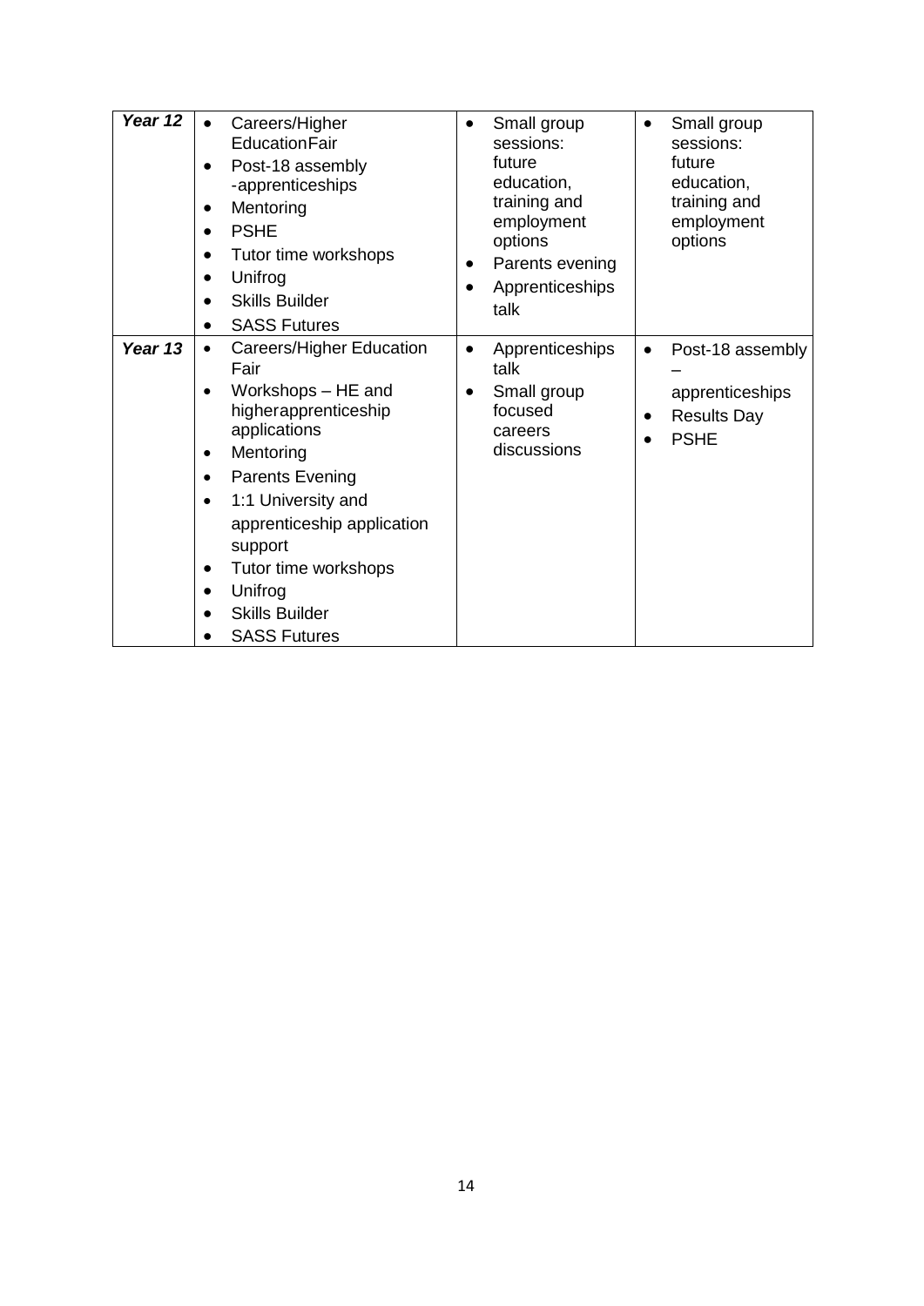| | | | |
|---|---|---|---|
| ***Year 12*** | • Careers/Higher EducationFair<br>• Post-18 assembly -apprenticeships<br>• Mentoring<br>• PSHE<br>• Tutor time workshops<br>• Unifrog<br>• Skills Builder<br>• SASS Futures | • Small group sessions: future education, training and employment options<br>• Parents evening<br>• Apprenticeships talk | • Small group sessions: future education, training and employment options |
| ***Year 13*** | • Careers/Higher Education Fair<br>• Workshops – HE and higherapprenticeship applications<br>• Mentoring<br>• Parents Evening<br>• 1:1 University and apprenticeship application support<br>• Tutor time workshops<br>• Unifrog<br>• Skills Builder<br>• SASS Futures | • Apprenticeships talk<br>• Small group focused careers discussions | • Post-18 assembly – apprenticeships<br>• Results Day<br>• PSHE |